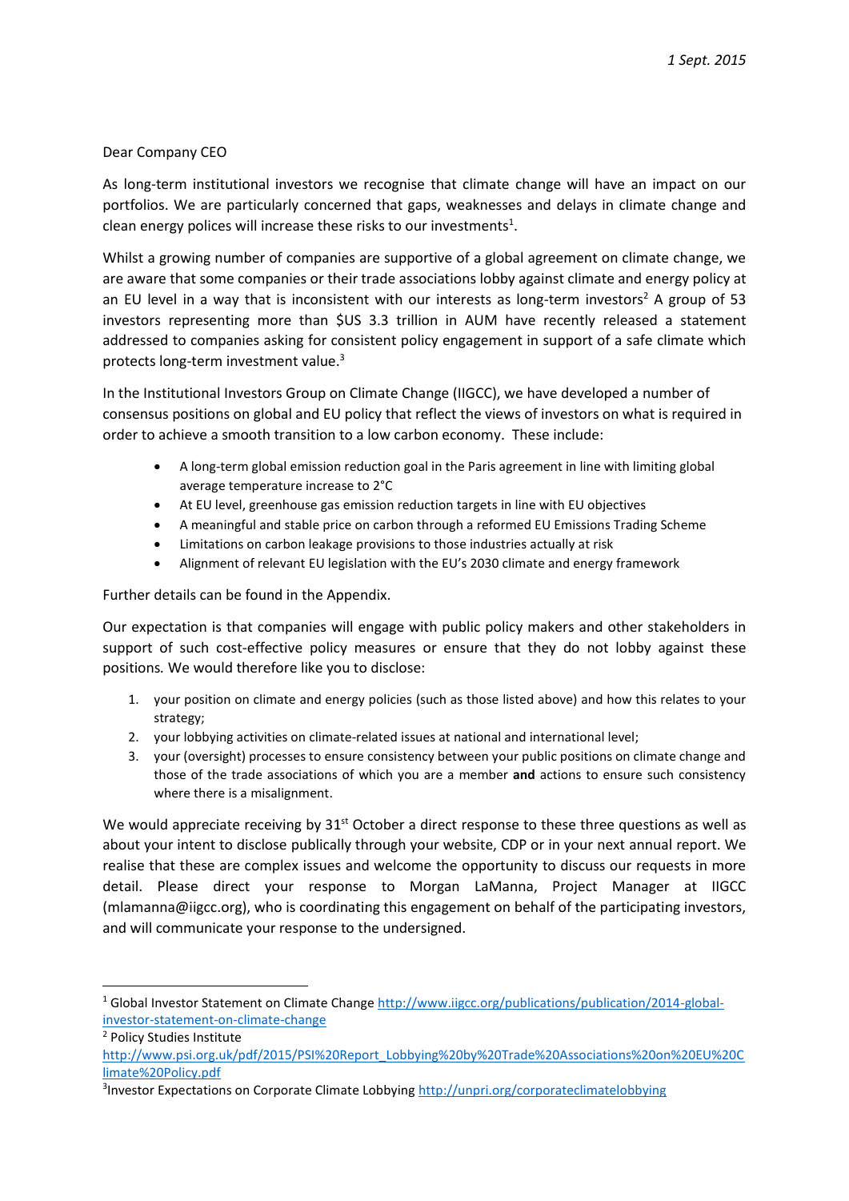*1 Sept. 2015*

Dear Company CEO

As long-term institutional investors we recognise that climate change will have an impact on our portfolios. We are particularly concerned that gaps, weaknesses and delays in climate change and clean energy polices will increase these risks to our investments[1].

Whilst a growing number of companies are supportive of a global agreement on climate change, we are aware that some companies or their trade associations lobby against climate and energy policy at an EU level in a way that is inconsistent with our interests as long-term investors[2] A group of 53 investors representing more than $US 3.3 trillion in AUM have recently released a statement addressed to companies asking for consistent policy engagement in support of a safe climate which protects long-term investment value.[3]

In the Institutional Investors Group on Climate Change (IIGCC), we have developed a number of consensus positions on global and EU policy that reflect the views of investors on what is required in order to achieve a smooth transition to a low carbon economy. These include:

- A long-term global emission reduction goal in the Paris agreement in line with limiting global average temperature increase to 2°C
- At EU level, greenhouse gas emission reduction targets in line with EU objectives
- A meaningful and stable price on carbon through a reformed EU Emissions Trading Scheme
- Limitations on carbon leakage provisions to those industries actually at risk
- Alignment of relevant EU legislation with the EU's 2030 climate and energy framework

Further details can be found in the Appendix.

Our expectation is that companies will engage with public policy makers and other stakeholders in support of such cost-effective policy measures or ensure that they do not lobby against these positions. We would therefore like you to disclose:

1. your position on climate and energy policies (such as those listed above) and how this relates to your strategy;
2. your lobbying activities on climate-related issues at national and international level;
3. your (oversight) processes to ensure consistency between your public positions on climate change and those of the trade associations of which you are a member **and** actions to ensure such consistency where there is a misalignment.

We would appreciate receiving by 31st October a direct response to these three questions as well as about your intent to disclose publically through your website, CDP or in your next annual report. We realise that these are complex issues and welcome the opportunity to discuss our requests in more detail. Please direct your response to Morgan LaManna, Project Manager at IIGCC (mlamanna@iigcc.org), who is coordinating this engagement on behalf of the participating investors, and will communicate your response to the undersigned.

---

[1] Global Investor Statement on Climate Change http://www.iigcc.org/publications/publication/2014-global-investor-statement-on-climate-change

[2] Policy Studies Institute http://www.psi.org.uk/pdf/2015/PSI%20Report_Lobbying%20by%20Trade%20Associations%20on%20EU%20Climate%20Policy.pdf

[3] Investor Expectations on Corporate Climate Lobbying http://unpri.org/corporateclimatelobbying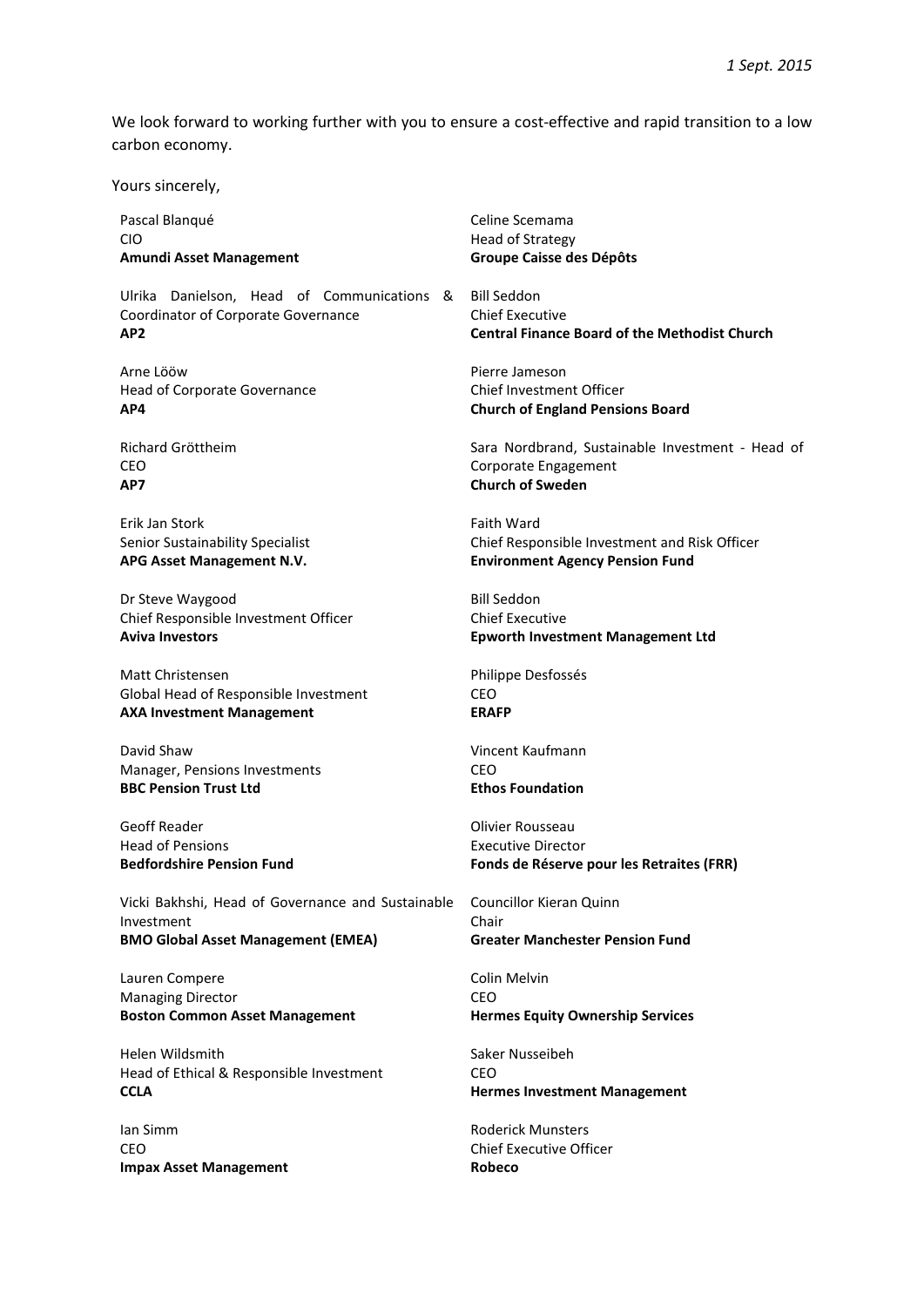*1 Sept. 2015*

We look forward to working further with you to ensure a cost-effective and rapid transition to a low carbon economy.

Yours sincerely,

Pascal Blanqué
CIO
**Amundi Asset Management**

Ulrika Danielson, Head of Communications & Coordinator of Corporate Governance
**AP2**

Arne Lööw
Head of Corporate Governance
**AP4**

Richard Gröttheim
CEO
**AP7**

Erik Jan Stork
Senior Sustainability Specialist
**APG Asset Management N.V.**

Dr Steve Waygood
Chief Responsible Investment Officer
**Aviva Investors**

Matt Christensen
Global Head of Responsible Investment
**AXA Investment Management**

David Shaw
Manager, Pensions Investments
**BBC Pension Trust Ltd**

Geoff Reader
Head of Pensions
**Bedfordshire Pension Fund**

Vicki Bakhshi, Head of Governance and Sustainable Investment
**BMO Global Asset Management (EMEA)**

Lauren Compere
Managing Director
**Boston Common Asset Management**

Helen Wildsmith
Head of Ethical & Responsible Investment
**CCLA**

Ian Simm
CEO
**Impax Asset Management**

Celine Scemama
Head of Strategy
**Groupe Caisse des Dépôts**

Bill Seddon
Chief Executive
**Central Finance Board of the Methodist Church**

Pierre Jameson
Chief Investment Officer
**Church of England Pensions Board**

Sara Nordbrand, Sustainable Investment - Head of Corporate Engagement
**Church of Sweden**

Faith Ward
Chief Responsible Investment and Risk Officer
**Environment Agency Pension Fund**

Bill Seddon
Chief Executive
**Epworth Investment Management Ltd**

Philippe Desfossés
CEO
**ERAFP**

Vincent Kaufmann
CEO
**Ethos Foundation**

Olivier Rousseau
Executive Director
**Fonds de Réserve pour les Retraites (FRR)**

Councillor Kieran Quinn
Chair
**Greater Manchester Pension Fund**

Colin Melvin
CEO
**Hermes Equity Ownership Services**

Saker Nusseibeh
CEO
**Hermes Investment Management**

Roderick Munsters
Chief Executive Officer
**Robeco**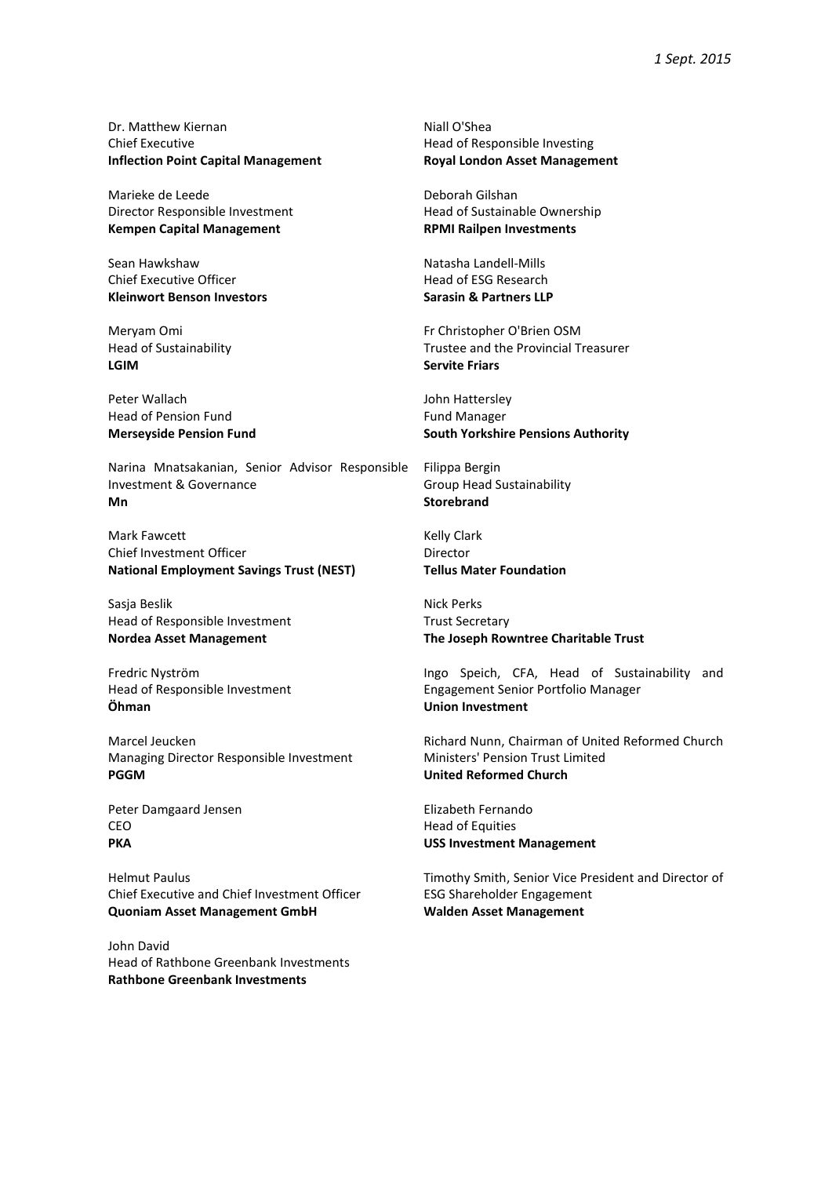*1 Sept. 2015*

Dr. Matthew Kiernan
Chief Executive
**Inflection Point Capital Management**

Marieke de Leede
Director Responsible Investment
**Kempen Capital Management**

Sean Hawkshaw
Chief Executive Officer
**Kleinwort Benson Investors**

Meryam Omi
Head of Sustainability
**LGIM**

Peter Wallach
Head of Pension Fund
**Merseyside Pension Fund**

Narina Mnatsakanian, Senior Advisor Responsible Investment & Governance
**Mn**

Mark Fawcett
Chief Investment Officer
**National Employment Savings Trust (NEST)**

Sasja Beslik
Head of Responsible Investment
**Nordea Asset Management**

Fredric Nyström
Head of Responsible Investment
**Öhman**

Marcel Jeucken
Managing Director Responsible Investment
**PGGM**

Peter Damgaard Jensen
CEO
**PKA**

Helmut Paulus
Chief Executive and Chief Investment Officer
**Quoniam Asset Management GmbH**

John David
Head of Rathbone Greenbank Investments
**Rathbone Greenbank Investments**

Niall O'Shea
Head of Responsible Investing
**Royal London Asset Management**

Deborah Gilshan
Head of Sustainable Ownership
**RPMI Railpen Investments**

Natasha Landell-Mills
Head of ESG Research
**Sarasin & Partners LLP**

Fr Christopher O'Brien OSM
Trustee and the Provincial Treasurer
**Servite Friars**

John Hattersley
Fund Manager
**South Yorkshire Pensions Authority**

Filippa Bergin
Group Head Sustainability
**Storebrand**

Kelly Clark
Director
**Tellus Mater Foundation**

Nick Perks
Trust Secretary
**The Joseph Rowntree Charitable Trust**

Ingo Speich, CFA, Head of Sustainability and Engagement Senior Portfolio Manager
**Union Investment**

Richard Nunn, Chairman of United Reformed Church Ministers' Pension Trust Limited
**United Reformed Church**

Elizabeth Fernando
Head of Equities
**USS Investment Management**

Timothy Smith, Senior Vice President and Director of ESG Shareholder Engagement
**Walden Asset Management**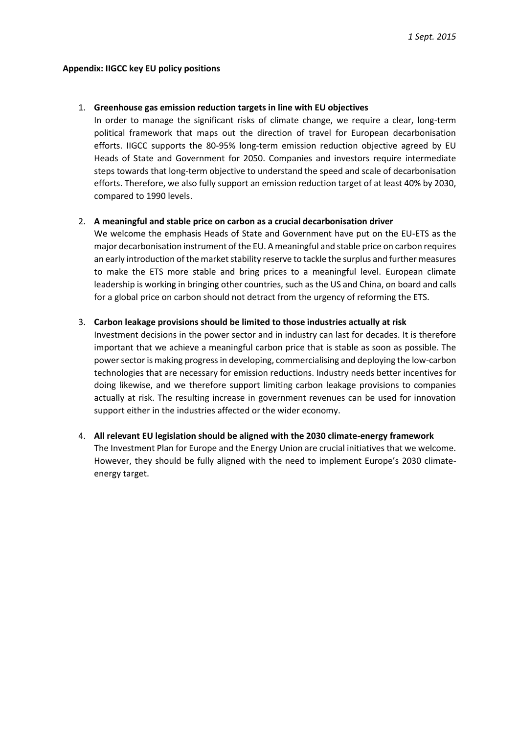*1 Sept. 2015*

**Appendix: IIGCC key EU policy positions**

1. **Greenhouse gas emission reduction targets in line with EU objectives**
   In order to manage the significant risks of climate change, we require a clear, long-term political framework that maps out the direction of travel for European decarbonisation efforts. IIGCC supports the 80-95% long-term emission reduction objective agreed by EU Heads of State and Government for 2050. Companies and investors require intermediate steps towards that long-term objective to understand the speed and scale of decarbonisation efforts. Therefore, we also fully support an emission reduction target of at least 40% by 2030, compared to 1990 levels.

2. **A meaningful and stable price on carbon as a crucial decarbonisation driver**
   We welcome the emphasis Heads of State and Government have put on the EU-ETS as the major decarbonisation instrument of the EU. A meaningful and stable price on carbon requires an early introduction of the market stability reserve to tackle the surplus and further measures to make the ETS more stable and bring prices to a meaningful level. European climate leadership is working in bringing other countries, such as the US and China, on board and calls for a global price on carbon should not detract from the urgency of reforming the ETS.

3. **Carbon leakage provisions should be limited to those industries actually at risk**
   Investment decisions in the power sector and in industry can last for decades. It is therefore important that we achieve a meaningful carbon price that is stable as soon as possible. The power sector is making progress in developing, commercialising and deploying the low-carbon technologies that are necessary for emission reductions. Industry needs better incentives for doing likewise, and we therefore support limiting carbon leakage provisions to companies actually at risk. The resulting increase in government revenues can be used for innovation support either in the industries affected or the wider economy.

4. **All relevant EU legislation should be aligned with the 2030 climate-energy framework**
   The Investment Plan for Europe and the Energy Union are crucial initiatives that we welcome. However, they should be fully aligned with the need to implement Europe's 2030 climate-energy target.